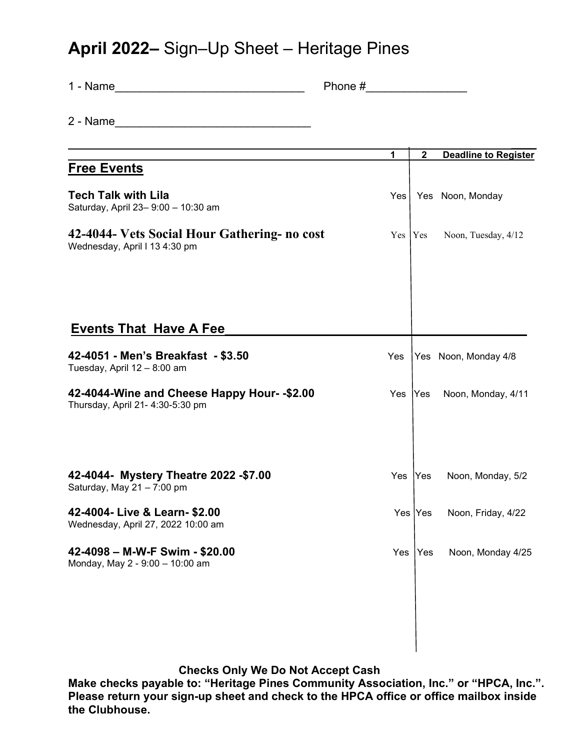# **April 2022–** Sign–Up Sheet – Heritage Pines

1 - Name______________________________ Phone #________________

2 - Name_______________________________

| | 1 | 2 | Deadline to Register |
|---|---|---|---|
| **Free Events** | | | |
| **Tech Talk with Lila**<br>Saturday, April 23– 9:00 – 10:30 am | Yes | Yes | Noon, Monday |
| **42-4044- Vets Social Hour Gathering- no cost**<br>Wednesday, April l 13 4:30 pm | Yes | Yes | Noon, Tuesday, 4/12 |
| **Events That Have A Fee** | | | |
| **42-4051 - Men's Breakfast - $3.50**<br>Tuesday, April 12 – 8:00 am | Yes | Yes | Noon, Monday 4/8 |
| **42-4044-Wine and Cheese Happy Hour- -$2.00**<br>Thursday, April 21- 4:30-5:30 pm | Yes | Yes | Noon, Monday, 4/11 |
| **42-4044- Mystery Theatre 2022 -$7.00**<br>Saturday, May 21 – 7:00 pm | Yes | Yes | Noon, Monday, 5/2 |
| **42-4004- Live & Learn- $2.00**<br>Wednesday, April 27, 2022 10:00 am | Yes | Yes | Noon, Friday, 4/22 |
| **42-4098 – M-W-F Swim - $20.00**<br>Monday, May 2 - 9:00 – 10:00 am | Yes | Yes | Noon, Monday 4/25 |

**Checks Only We Do Not Accept Cash**

**Make checks payable to: "Heritage Pines Community Association, Inc." or "HPCA, Inc.". Please return your sign-up sheet and check to the HPCA office or office mailbox inside the Clubhouse.**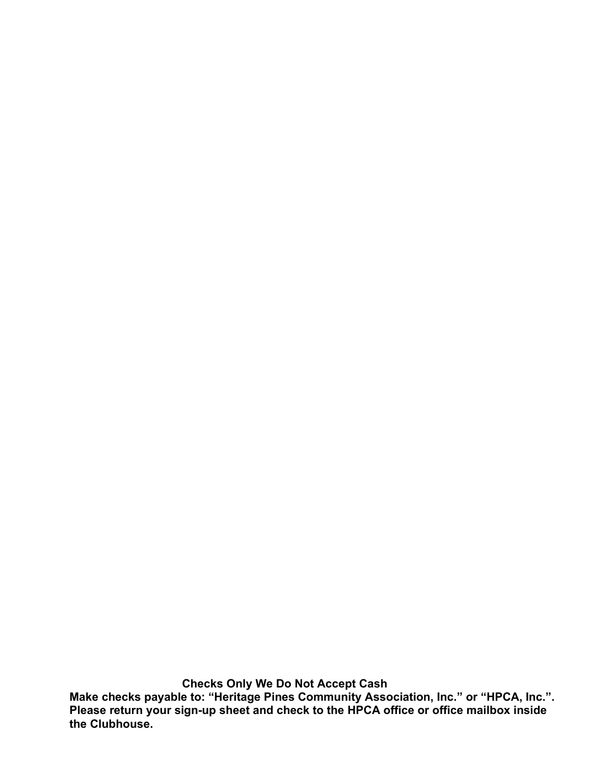**Checks Only We Do Not Accept Cash**

**Make checks payable to: “Heritage Pines Community Association, Inc.” or “HPCA, Inc.”. Please return your sign-up sheet and check to the HPCA office or office mailbox inside the Clubhouse.**